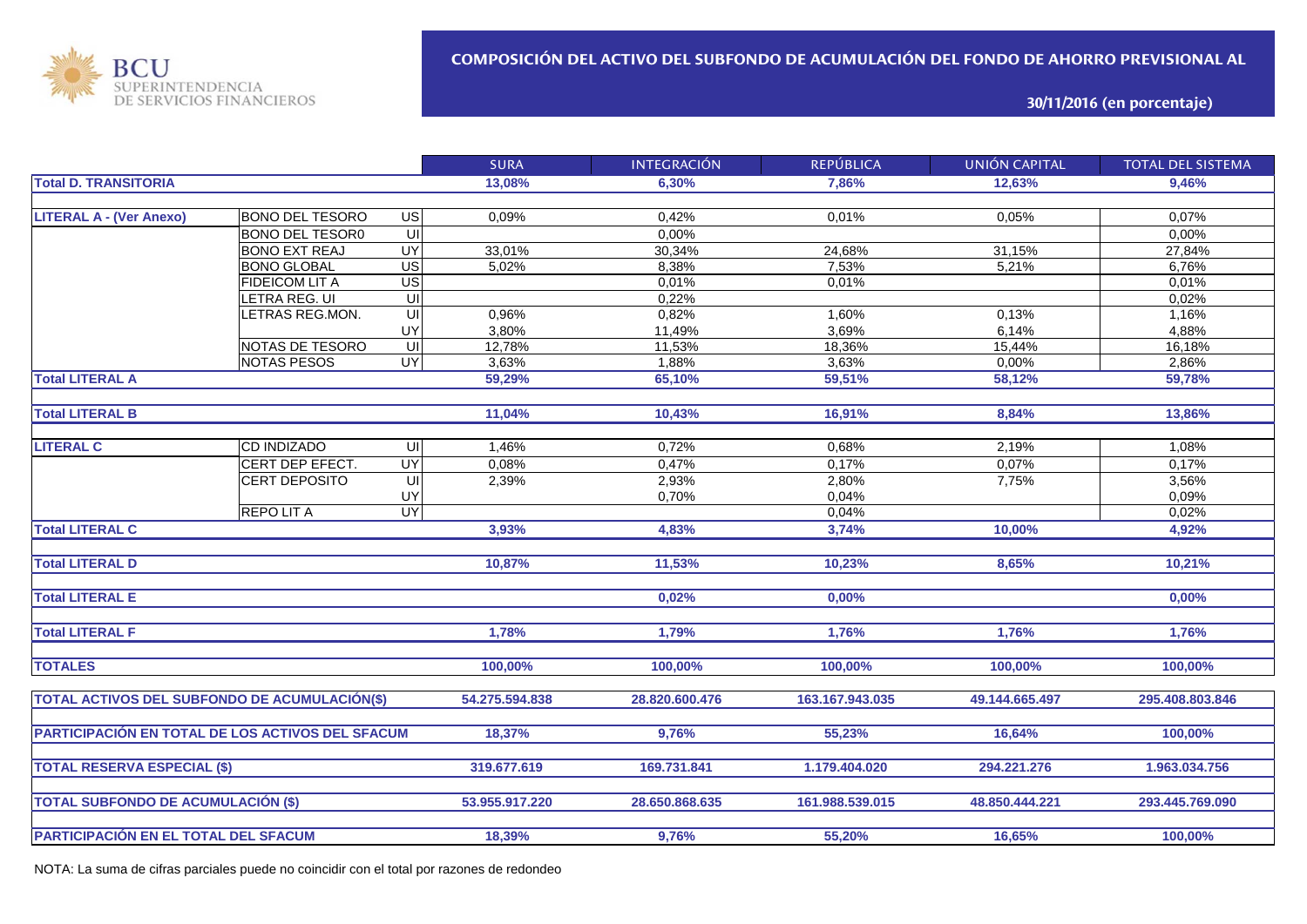BCU SUPERINTENDENCIA DE SERVICIOS FINANCIEROS

## COMPOSICIÓN DEL ACTIVO DEL SUBFONDO DE ACUMULACIÓN DEL FONDO DE AHORRO PREVISIONAL AL

### 30/11/2016 (en porcentaje)

| | | | SURA | INTEGRACIÓN | REPÚBLICA | UNIÓN CAPITAL | TOTAL DEL SISTEMA |
|---|---|---|---|---|---|---|---|
| **Total D. TRANSITORIA** | | | **13,08%** | **6,30%** | **7,86%** | **12,63%** | **9,46%** |
| **LITERAL A - (Ver Anexo)** | BONO DEL TESORO | US | 0,09% | 0,42% | 0,01% | 0,05% | 0,07% |
| | BONO DEL TESOR0 | UI | | 0,00% | | | 0,00% |
| | BONO EXT REAJ | UY | 33,01% | 30,34% | 24,68% | 31,15% | 27,84% |
| | BONO GLOBAL | US | 5,02% | 8,38% | 7,53% | 5,21% | 6,76% |
| | FIDEICOM LIT A | US | | 0,01% | 0,01% | | 0,01% |
| | LETRA REG. UI | UI | | 0,22% | | | 0,02% |
| | LETRAS REG.MON. | UI | 0,96% | 0,82% | 1,60% | 0,13% | 1,16% |
| | | UY | 3,80% | 11,49% | 3,69% | 6,14% | 4,88% |
| | NOTAS DE TESORO | UI | 12,78% | 11,53% | 18,36% | 15,44% | 16,18% |
| | NOTAS PESOS | UY | 3,63% | 1,88% | 3,63% | 0,00% | 2,86% |
| **Total LITERAL A** | | | **59,29%** | **65,10%** | **59,51%** | **58,12%** | **59,78%** |
| **Total LITERAL B** | | | **11,04%** | **10,43%** | **16,91%** | **8,84%** | **13,86%** |
| **LITERAL C** | CD INDIZADO | UI | 1,46% | 0,72% | 0,68% | 2,19% | 1,08% |
| | CERT DEP EFECT. | UY | 0,08% | 0,47% | 0,17% | 0,07% | 0,17% |
| | CERT DEPOSITO | UI | 2,39% | 2,93% | 2,80% | 7,75% | 3,56% |
| | | UY | | 0,70% | 0,04% | | 0,09% |
| | REPO LIT A | UY | | | 0,04% | | 0,02% |
| **Total LITERAL C** | | | **3,93%** | **4,83%** | **3,74%** | **10,00%** | **4,92%** |
| **Total LITERAL D** | | | **10,87%** | **11,53%** | **10,23%** | **8,65%** | **10,21%** |
| **Total LITERAL E** | | | | **0,02%** | **0,00%** | | **0,00%** |
| **Total LITERAL F** | | | **1,78%** | **1,79%** | **1,76%** | **1,76%** | **1,76%** |
| **TOTALES** | | | **100,00%** | **100,00%** | **100,00%** | **100,00%** | **100,00%** |
| **TOTAL ACTIVOS DEL SUBFONDO DE ACUMULACIÓN($)** | | | **54.275.594.838** | **28.820.600.476** | **163.167.943.035** | **49.144.665.497** | **295.408.803.846** |
| **PARTICIPACIÓN EN TOTAL DE LOS ACTIVOS DEL SFACUM** | | | **18,37%** | **9,76%** | **55,23%** | **16,64%** | **100,00%** |
| **TOTAL RESERVA ESPECIAL ($)** | | | **319.677.619** | **169.731.841** | **1.179.404.020** | **294.221.276** | **1.963.034.756** |
| **TOTAL SUBFONDO DE ACUMULACIÓN ($)** | | | **53.955.917.220** | **28.650.868.635** | **161.988.539.015** | **48.850.444.221** | **293.445.769.090** |
| **PARTICIPACIÓN EN EL TOTAL DEL SFACUM** | | | **18,39%** | **9,76%** | **55,20%** | **16,65%** | **100,00%** |

NOTA: La suma de cifras parciales puede no coincidir con el total por razones de redondeo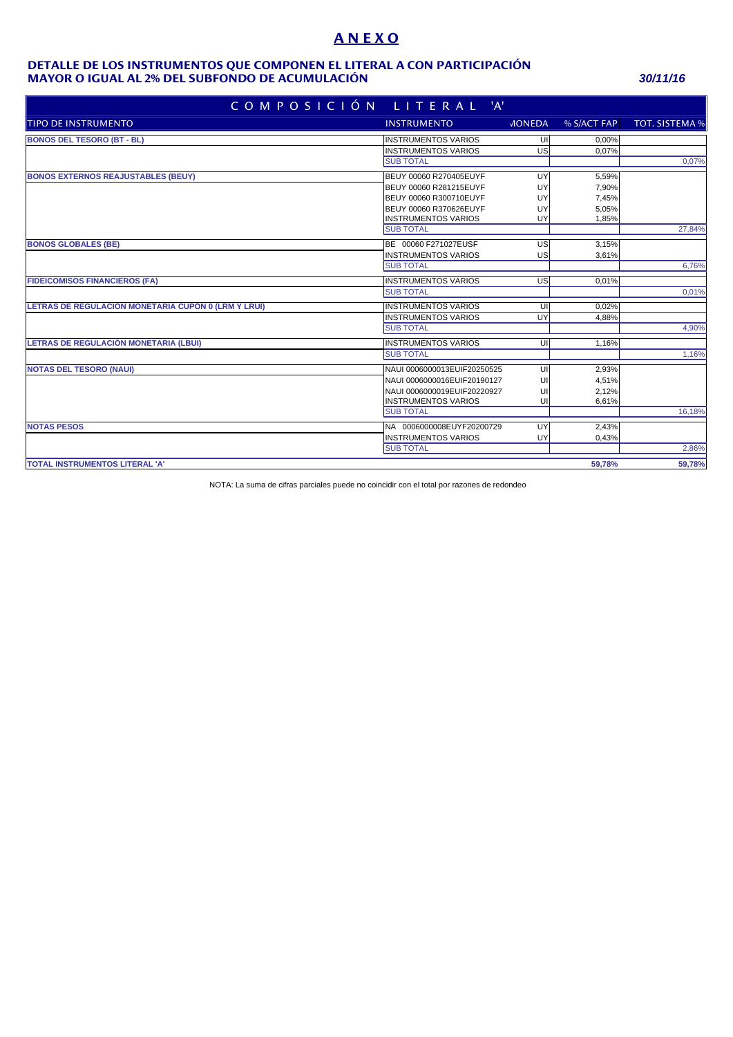# A N E X O

## DETALLE DE LOS INSTRUMENTOS QUE COMPONEN EL LITERAL A CON PARTICIPACIÓN MAYOR O IGUAL AL 2% DEL SUBFONDO DE ACUMULACIÓN

***30/11/16***

| COMPOSICIÓN LITERAL 'A' | | | | |
|---|---|---|---|---|
| TIPO DE INSTRUMENTO | INSTRUMENTO | MONEDA | % S/ACT FAP | TOT. SISTEMA % |
| **BONOS DEL TESORO (BT - BL)** | INSTRUMENTOS VARIOS | UI | 0,00% | |
| | INSTRUMENTOS VARIOS | US | 0,07% | |
| | SUB TOTAL | | | 0,07% |
| **BONOS EXTERNOS REAJUSTABLES (BEUY)** | BEUY 00060 R270405EUYF | UY | 5,59% | |
| | BEUY 00060 R281215EUYF | UY | 7,90% | |
| | BEUY 00060 R300710EUYF | UY | 7,45% | |
| | BEUY 00060 R370626EUYF | UY | 5,05% | |
| | INSTRUMENTOS VARIOS | UY | 1,85% | |
| | SUB TOTAL | | | 27,84% |
| **BONOS GLOBALES (BE)** | BE 00060 F271027EUSF | US | 3,15% | |
| | INSTRUMENTOS VARIOS | US | 3,61% | |
| | SUB TOTAL | | | 6,76% |
| **FIDEICOMISOS FINANCIEROS (FA)** | INSTRUMENTOS VARIOS | US | 0,01% | |
| | SUB TOTAL | | | 0,01% |
| **LETRAS DE REGULACIÓN MONETARIA CUPÓN 0 (LRM Y LRUI)** | INSTRUMENTOS VARIOS | UI | 0,02% | |
| | INSTRUMENTOS VARIOS | UY | 4,88% | |
| | SUB TOTAL | | | 4,90% |
| **LETRAS DE REGULACIÓN MONETARIA (LBUI)** | INSTRUMENTOS VARIOS | UI | 1,16% | |
| | SUB TOTAL | | | 1,16% |
| **NOTAS DEL TESORO (NAUI)** | NAUI 0006000013EUIF20250525 | UI | 2,93% | |
| | NAUI 0006000016EUIF20190127 | UI | 4,51% | |
| | NAUI 0006000019EUIF20220927 | UI | 2,12% | |
| | INSTRUMENTOS VARIOS | UI | 6,61% | |
| | SUB TOTAL | | | 16,18% |
| **NOTAS PESOS** | NA 0006000008EUYF20200729 | UY | 2,43% | |
| | INSTRUMENTOS VARIOS | UY | 0,43% | |
| | SUB TOTAL | | | 2,86% |
| **TOTAL INSTRUMENTOS LITERAL 'A'** | | | **59,78%** | **59,78%** |

NOTA: La suma de cifras parciales puede no coincidir con el total por razones de redondeo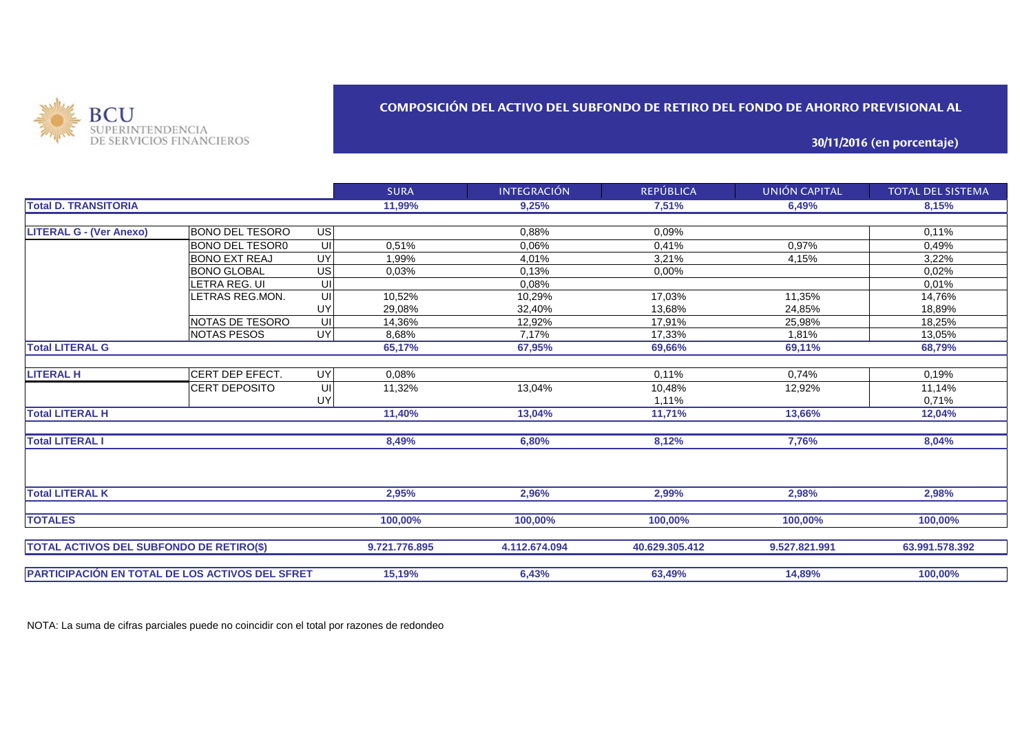BCU SUPERINTENDENCIA DE SERVICIOS FINANCIEROS

## COMPOSICIÓN DEL ACTIVO DEL SUBFONDO DE RETIRO DEL FONDO DE AHORRO PREVISIONAL AL

### 30/11/2016 (en porcentaje)

| | | | SURA | INTEGRACIÓN | REPÚBLICA | UNIÓN CAPITAL | TOTAL DEL SISTEMA |
|---|---|---|---|---|---|---|---|
| **Total D. TRANSITORIA** | | | **11,99%** | **9,25%** | **7,51%** | **6,49%** | **8,15%** |
| **LITERAL G - (Ver Anexo)** | BONO DEL TESORO | US | | 0,88% | 0,09% | | 0,11% |
| | BONO DEL TESOR0 | UI | 0,51% | 0,06% | 0,41% | 0,97% | 0,49% |
| | BONO EXT REAJ | UY | 1,99% | 4,01% | 3,21% | 4,15% | 3,22% |
| | BONO GLOBAL | US | 0,03% | 0,13% | 0,00% | | 0,02% |
| | LETRA REG. UI | UI | | 0,08% | | | 0,01% |
| | LETRAS REG.MON. | UI | 10,52% | 10,29% | 17,03% | 11,35% | 14,76% |
| | | UY | 29,08% | 32,40% | 13,68% | 24,85% | 18,89% |
| | NOTAS DE TESORO | UI | 14,36% | 12,92% | 17,91% | 25,98% | 18,25% |
| | NOTAS PESOS | UY | 8,68% | 7,17% | 17,33% | 1,81% | 13,05% |
| **Total LITERAL G** | | | **65,17%** | **67,95%** | **69,66%** | **69,11%** | **68,79%** |
| **LITERAL H** | CERT DEP EFECT. | UY | 0,08% | | 0,11% | 0,74% | 0,19% |
| | CERT DEPOSITO | UI | 11,32% | 13,04% | 10,48% | 12,92% | 11,14% |
| | | UY | | | 1,11% | | 0,71% |
| **Total LITERAL H** | | | **11,40%** | **13,04%** | **11,71%** | **13,66%** | **12,04%** |
| **Total LITERAL I** | | | **8,49%** | **6,80%** | **8,12%** | **7,76%** | **8,04%** |
| **Total LITERAL K** | | | **2,95%** | **2,96%** | **2,99%** | **2,98%** | **2,98%** |
| **TOTALES** | | | **100,00%** | **100,00%** | **100,00%** | **100,00%** | **100,00%** |
| **TOTAL ACTIVOS DEL SUBFONDO DE RETIRO($)** | | | **9.721.776.895** | **4.112.674.094** | **40.629.305.412** | **9.527.821.991** | **63.991.578.392** |
| **PARTICIPACIÓN EN TOTAL DE LOS ACTIVOS DEL SFRET** | | | **15,19%** | **6,43%** | **63,49%** | **14,89%** | **100,00%** |

NOTA: La suma de cifras parciales puede no coincidir con el total por razones de redondeo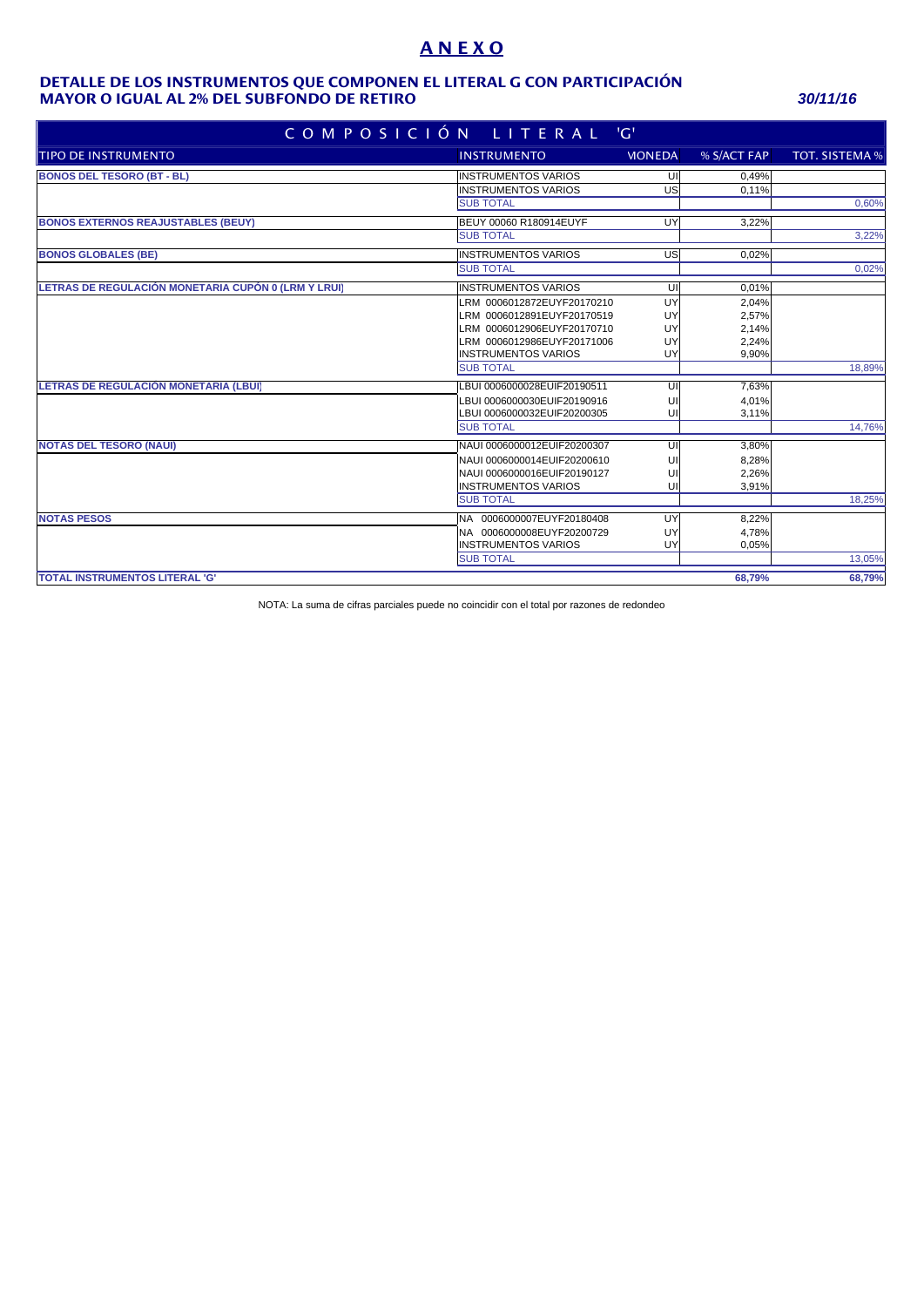# A N E X O

## DETALLE DE LOS INSTRUMENTOS QUE COMPONEN EL LITERAL G CON PARTICIPACIÓN MAYOR O IGUAL AL 2% DEL SUBFONDO DE RETIRO

*30/11/16*

| COMPOSICIÓN LITERAL 'G' | | | | |
|---|---|---|---|---|
| **TIPO DE INSTRUMENTO** | **INSTRUMENTO** | **MONEDA** | **% S/ACT FAP** | **TOT. SISTEMA %** |
| **BONOS DEL TESORO (BT - BL)** | INSTRUMENTOS VARIOS | UI | 0,49% | |
| | INSTRUMENTOS VARIOS | US | 0,11% | |
| | SUB TOTAL | | | 0,60% |
| **BONOS EXTERNOS REAJUSTABLES (BEUY)** | BEUY 00060 R180914EUYF | UY | 3,22% | |
| | SUB TOTAL | | | 3,22% |
| **BONOS GLOBALES (BE)** | INSTRUMENTOS VARIOS | US | 0,02% | |
| | SUB TOTAL | | | 0,02% |
| **LETRAS DE REGULACIÓN MONETARIA CUPÓN 0 (LRM Y LRUI)** | INSTRUMENTOS VARIOS | UI | 0,01% | |
| | LRM 0006012872EUYF20170210 | UY | 2,04% | |
| | LRM 0006012891EUYF20170519 | UY | 2,57% | |
| | LRM 0006012906EUYF20170710 | UY | 2,14% | |
| | LRM 0006012986EUYF20171006 | UY | 2,24% | |
| | INSTRUMENTOS VARIOS | UY | 9,90% | |
| | SUB TOTAL | | | 18,89% |
| **LETRAS DE REGULACIÓN MONETARIA (LBUI)** | LBUI 0006000028EUIF20190511 | UI | 7,63% | |
| | LBUI 0006000030EUIF20190916 | UI | 4,01% | |
| | LBUI 0006000032EUIF20200305 | UI | 3,11% | |
| | SUB TOTAL | | | 14,76% |
| **NOTAS DEL TESORO (NAUI)** | NAUI 0006000012EUIF20200307 | UI | 3,80% | |
| | NAUI 0006000014EUIF20200610 | UI | 8,28% | |
| | NAUI 0006000016EUIF20190127 | UI | 2,26% | |
| | INSTRUMENTOS VARIOS | UI | 3,91% | |
| | SUB TOTAL | | | 18,25% |
| **NOTAS PESOS** | NA 0006000007EUYF20180408 | UY | 8,22% | |
| | NA 0006000008EUYF20200729 | UY | 4,78% | |
| | INSTRUMENTOS VARIOS | UY | 0,05% | |
| | SUB TOTAL | | | 13,05% |
| **TOTAL INSTRUMENTOS LITERAL 'G'** | | | **68,79%** | **68,79%** |

NOTA: La suma de cifras parciales puede no coincidir con el total por razones de redondeo